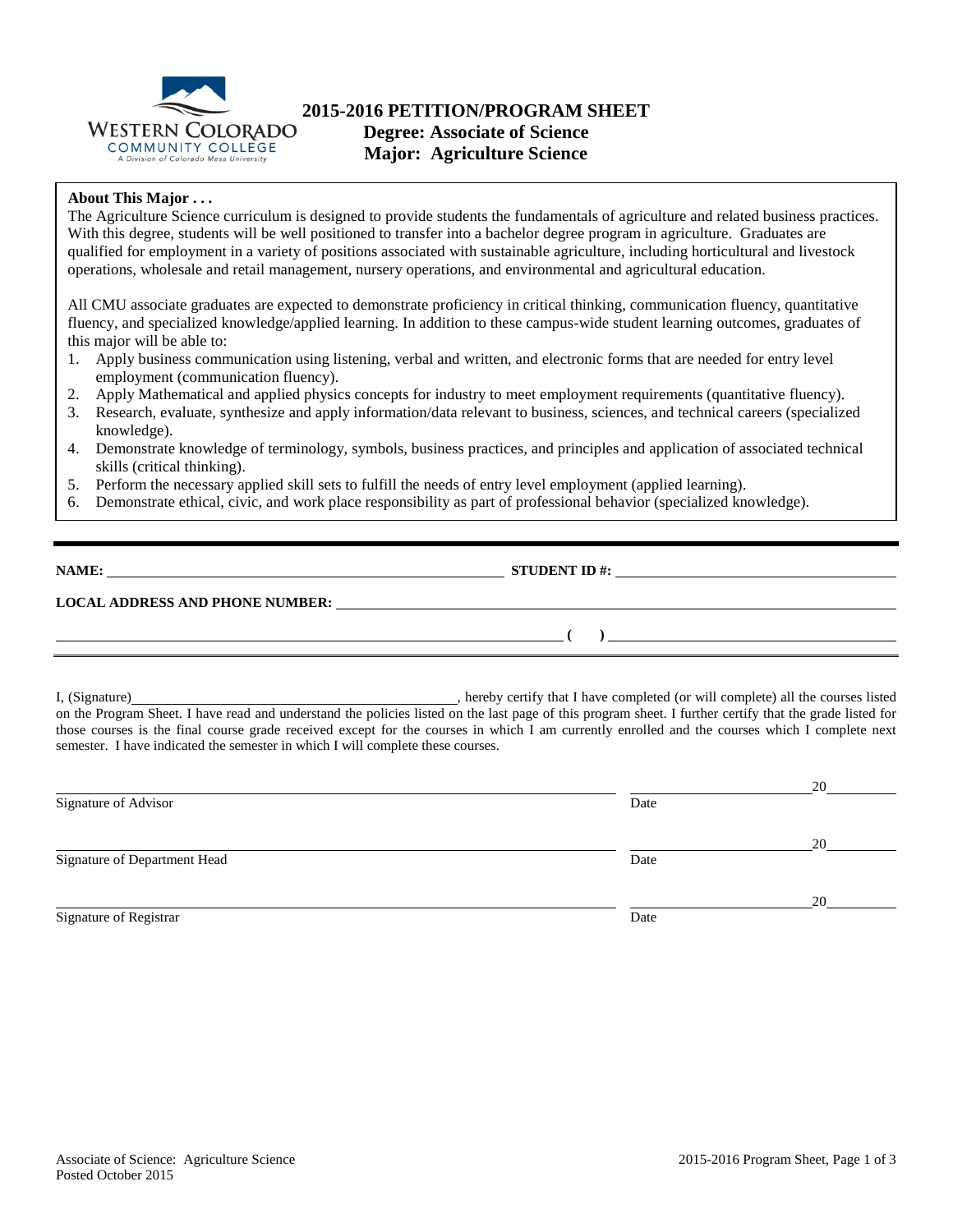WESTERN COLORADO COMMUNITY COLLEGE
A Division of Colorado Mesa University

# 2015-2016 PETITION/PROGRAM SHEET
## Degree: Associate of Science
## Major: Agriculture Science

**About This Major . . .**

The Agriculture Science curriculum is designed to provide students the fundamentals of agriculture and related business practices. With this degree, students will be well positioned to transfer into a bachelor degree program in agriculture. Graduates are qualified for employment in a variety of positions associated with sustainable agriculture, including horticultural and livestock operations, wholesale and retail management, nursery operations, and environmental and agricultural education.

All CMU associate graduates are expected to demonstrate proficiency in critical thinking, communication fluency, quantitative fluency, and specialized knowledge/applied learning. In addition to these campus-wide student learning outcomes, graduates of this major will be able to:

1. Apply business communication using listening, verbal and written, and electronic forms that are needed for entry level employment (communication fluency).
2. Apply Mathematical and applied physics concepts for industry to meet employment requirements (quantitative fluency).
3. Research, evaluate, synthesize and apply information/data relevant to business, sciences, and technical careers (specialized knowledge).
4. Demonstrate knowledge of terminology, symbols, business practices, and principles and application of associated technical skills (critical thinking).
5. Perform the necessary applied skill sets to fulfill the needs of entry level employment (applied learning).
6. Demonstrate ethical, civic, and work place responsibility as part of professional behavior (specialized knowledge).

---

**NAME:** ______________________________ **STUDENT ID #:** ______________________________

**LOCAL ADDRESS AND PHONE NUMBER:** ____________________________________________

____________________________________________ **(     )** ______________________________

---

I, (Signature)______________________________, hereby certify that I have completed (or will complete) all the courses listed on the Program Sheet. I have read and understand the policies listed on the last page of this program sheet. I further certify that the grade listed for those courses is the final course grade received except for the courses in which I am currently enrolled and the courses which I complete next semester. I have indicated the semester in which I will complete these courses.

______________________________________________ ________________20________
Signature of Advisor Date

______________________________________________ ________________20________
Signature of Department Head Date

______________________________________________ ________________20________
Signature of Registrar Date

Associate of Science: Agriculture Science
Posted October 2015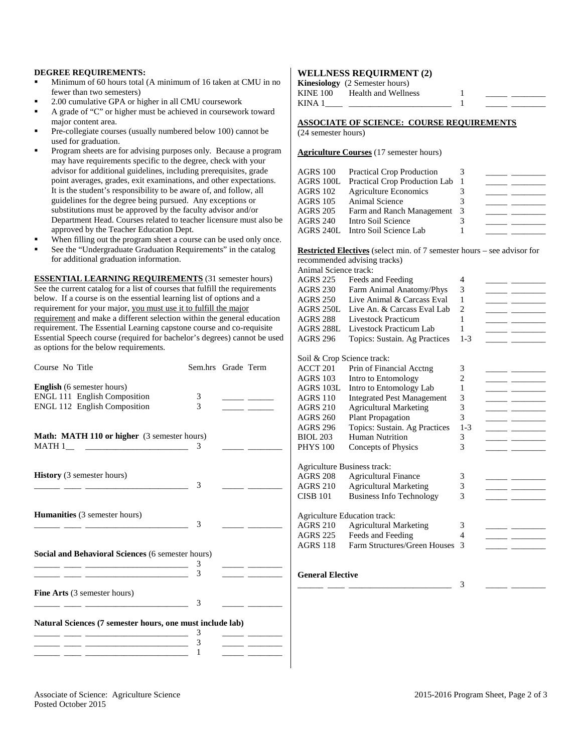**DEGREE REQUIREMENTS:**

- Minimum of 60 hours total (A minimum of 16 taken at CMU in no fewer than two semesters)
- 2.00 cumulative GPA or higher in all CMU coursework
- A grade of "C" or higher must be achieved in coursework toward major content area.
- Pre-collegiate courses (usually numbered below 100) cannot be used for graduation.
- Program sheets are for advising purposes only. Because a program may have requirements specific to the degree, check with your advisor for additional guidelines, including prerequisites, grade point averages, grades, exit examinations, and other expectations. It is the student's responsibility to be aware of, and follow, all guidelines for the degree being pursued. Any exceptions or substitutions must be approved by the faculty advisor and/or Department Head. Courses related to teacher licensure must also be approved by the Teacher Education Dept.
- When filling out the program sheet a course can be used only once.
- See the "Undergraduate Graduation Requirements" in the catalog for additional graduation information.

**ESSENTIAL LEARNING REQUIREMENTS** (31 semester hours) See the current catalog for a list of courses that fulfill the requirements below. If a course is on the essential learning list of options and a requirement for your major, you must use it to fulfill the major requirement and make a different selection within the general education requirement. The Essential Learning capstone course and co-requisite Essential Speech course (required for bachelor's degrees) cannot be used as options for the below requirements.

| Course No Title | Sem.hrs | Grade | Term |
|---|---|---|---|
| **English** (6 semester hours) | | | |
| ENGL 111 English Composition | 3 | _____ | ______ |
| ENGL 112 English Composition | 3 | _____ | ______ |
| **Math: MATH 110 or higher** (3 semester hours) | | | |
| MATH 1__ ________________________ | 3 | _____ | ________ |
| **History** (3 semester hours) | | | |
| ______ ____ ________________________ | 3 | _____ | ________ |
| **Humanities** (3 semester hours) | | | |
| ______ ____ ________________________ | 3 | _____ | ________ |
| **Social and Behavioral Sciences** (6 semester hours) | | | |
| ______ ____ ________________________ | 3 | _____ | ________ |
| ______ ____ ________________________ | 3 | _____ | ________ |
| **Fine Arts** (3 semester hours) | | | |
| ______ ____ ________________________ | 3 | _____ | ________ |
| **Natural Sciences (7 semester hours, one must include lab)** | | | |
| ______ ____ ________________________ | 3 | _____ | ________ |
| ______ ____ ________________________ | 3 | _____ | ________ |
| ______ ____ ________________________ | 1 | _____ | ________ |

## WELLNESS REQUIRMENT (2)

**Kinesiology** (2 Semester hours)

| Course | Title | Sem.hrs | Grade | Term |
|---|---|---|---|---|
| KINE 100 | Health and Wellness | 1 | _____ | ________ |
| KINA 1____ | ________________________ | 1 | _____ | ________ |

**ASSOCIATE OF SCIENCE: COURSE REQUIREMENTS**
(24 semester hours)

**Agriculture Courses** (17 semester hours)

| Course | Title | Sem.hrs | Grade | Term |
|---|---|---|---|---|
| AGRS 100 | Practical Crop Production | 3 | _____ | ________ |
| AGRS 100L | Practical Crop Production Lab | 1 | _____ | ________ |
| AGRS 102 | Agriculture Economics | 3 | _____ | ________ |
| AGRS 105 | Animal Science | 3 | _____ | ________ |
| AGRS 205 | Farm and Ranch Management | 3 | _____ | ________ |
| AGRS 240 | Intro Soil Science | 3 | _____ | ________ |
| AGRS 240L | Intro Soil Science Lab | 1 | _____ | ________ |

**Restricted Electives** (select min. of 7 semester hours – see advisor for recommended advising tracks)

| Course | Title | Sem.hrs | Grade | Term |
|---|---|---|---|---|
| Animal Science track: | | | | |
| AGRS 225 | Feeds and Feeding | 4 | _____ | ________ |
| AGRS 230 | Farm Animal Anatomy/Phys | 3 | _____ | ________ |
| AGRS 250 | Live Animal & Carcass Eval | 1 | _____ | ________ |
| AGRS 250L | Live An. & Carcass Eval Lab | 2 | _____ | ________ |
| AGRS 288 | Livestock Practicum | 1 | _____ | ________ |
| AGRS 288L | Livestock Practicum Lab | 1 | _____ | ________ |
| AGRS 296 | Topics: Sustain. Ag Practices | 1-3 | _____ | ________ |
| Soil & Crop Science track: | | | | |
| ACCT 201 | Prin of Financial Acctng | 3 | _____ | ________ |
| AGRS 103 | Intro to Entomology | 2 | _____ | ________ |
| AGRS 103L | Intro to Entomology Lab | 1 | _____ | ________ |
| AGRS 110 | Integrated Pest Management | 3 | _____ | ________ |
| AGRS 210 | Agricultural Marketing | 3 | _____ | ________ |
| AGRS 260 | Plant Propagation | 3 | _____ | ________ |
| AGRS 296 | Topics: Sustain. Ag Practices | 1-3 | _____ | ________ |
| BIOL 203 | Human Nutrition | 3 | _____ | ________ |
| PHYS 100 | Concepts of Physics | 3 | _____ | ________ |
| Agriculture Business track: | | | | |
| AGRS 208 | Agricultural Finance | 3 | _____ | ________ |
| AGRS 210 | Agricultural Marketing | 3 | _____ | ________ |
| CISB 101 | Business Info Technology | 3 | _____ | ________ |
| Agriculture Education track: | | | | |
| AGRS 210 | Agricultural Marketing | 3 | _____ | ________ |
| AGRS 225 | Feeds and Feeding | 4 | _____ | ________ |
| AGRS 118 | Farm Structures/Green Houses | 3 | _____ | ________ |

**General Elective**

| Course | Title | Sem.hrs | Grade | Term |
|---|---|---|---|---|
| ______ ____ | ________________________ | 3 | _____ | ________ |

Associate of Science: Agriculture Science
Posted October 2015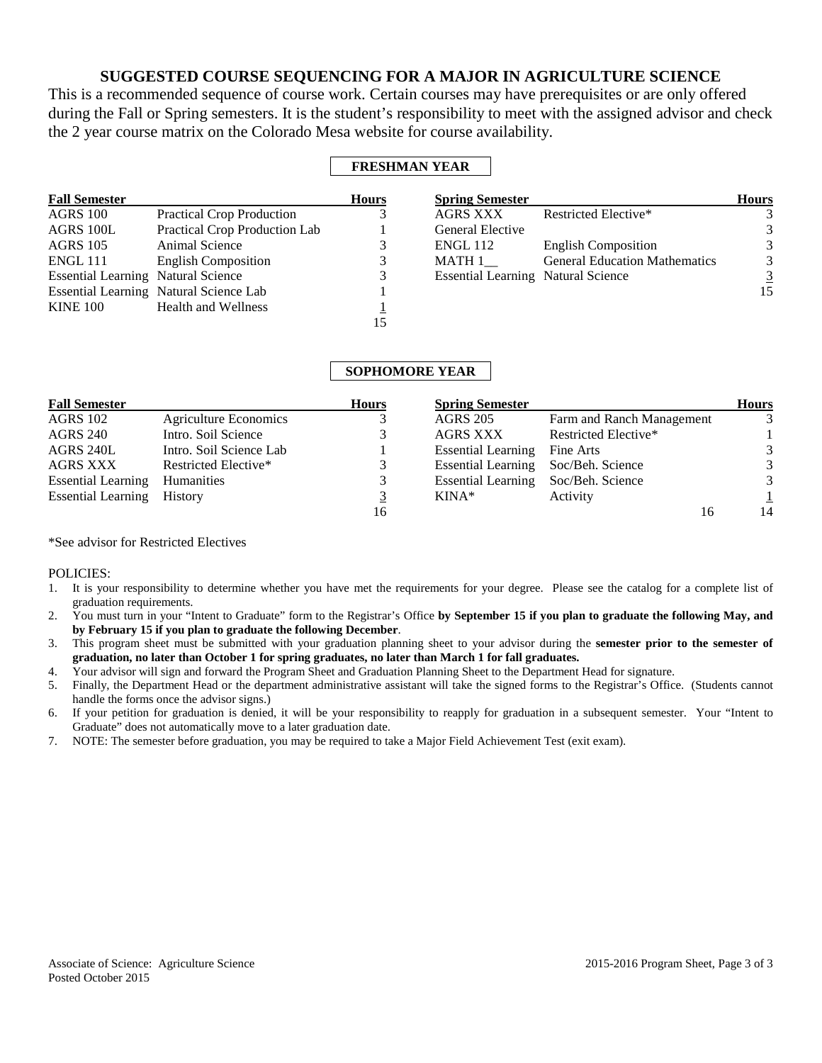## SUGGESTED COURSE SEQUENCING FOR A MAJOR IN AGRICULTURE SCIENCE

This is a recommended sequence of course work. Certain courses may have prerequisites or are only offered during the Fall or Spring semesters. It is the student's responsibility to meet with the assigned advisor and check the 2 year course matrix on the Colorado Mesa website for course availability.

### FRESHMAN YEAR

| Fall Semester | | Hours |
|---|---|---|
| AGRS 100 | Practical Crop Production | 3 |
| AGRS 100L | Practical Crop Production Lab | 1 |
| AGRS 105 | Animal Science | 3 |
| ENGL 111 | English Composition | 3 |
| Essential Learning | Natural Science | 3 |
| Essential Learning | Natural Science Lab | 1 |
| KINE 100 | Health and Wellness | 1 |
| | | 15 |

| Spring Semester | | Hours |
|---|---|---|
| AGRS XXX | Restricted Elective* | 3 |
| General Elective | | 3 |
| ENGL 112 | English Composition | 3 |
| MATH 1__ | General Education Mathematics | 3 |
| Essential Learning | Natural Science | 3 |
| | | 15 |

### SOPHOMORE YEAR

| Fall Semester | | Hours |
|---|---|---|
| AGRS 102 | Agriculture Economics | 3 |
| AGRS 240 | Intro. Soil Science | 3 |
| AGRS 240L | Intro. Soil Science Lab | 1 |
| AGRS XXX | Restricted Elective* | 3 |
| Essential Learning | Humanities | 3 |
| Essential Learning | History | 3 |
| | | 16 |

| Spring Semester | | Hours |
|---|---|---|
| AGRS 205 | Farm and Ranch Management | 3 |
| AGRS XXX | Restricted Elective* | 1 |
| Essential Learning | Fine Arts | 3 |
| Essential Learning | Soc/Beh. Science | 3 |
| Essential Learning | Soc/Beh. Science | 3 |
| KINA* | Activity | 1 |
| | 16 | 14 |

*See advisor for Restricted Electives

POLICIES:

1. It is your responsibility to determine whether you have met the requirements for your degree. Please see the catalog for a complete list of graduation requirements.
2. You must turn in your "Intent to Graduate" form to the Registrar's Office **by September 15 if you plan to graduate the following May, and by February 15 if you plan to graduate the following December**.
3. This program sheet must be submitted with your graduation planning sheet to your advisor during the **semester prior to the semester of graduation, no later than October 1 for spring graduates, no later than March 1 for fall graduates.**
4. Your advisor will sign and forward the Program Sheet and Graduation Planning Sheet to the Department Head for signature.
5. Finally, the Department Head or the department administrative assistant will take the signed forms to the Registrar's Office. (Students cannot handle the forms once the advisor signs.)
6. If your petition for graduation is denied, it will be your responsibility to reapply for graduation in a subsequent semester. Your "Intent to Graduate" does not automatically move to a later graduation date.
7. NOTE: The semester before graduation, you may be required to take a Major Field Achievement Test (exit exam).

Associate of Science: Agriculture Science
Posted October 2015